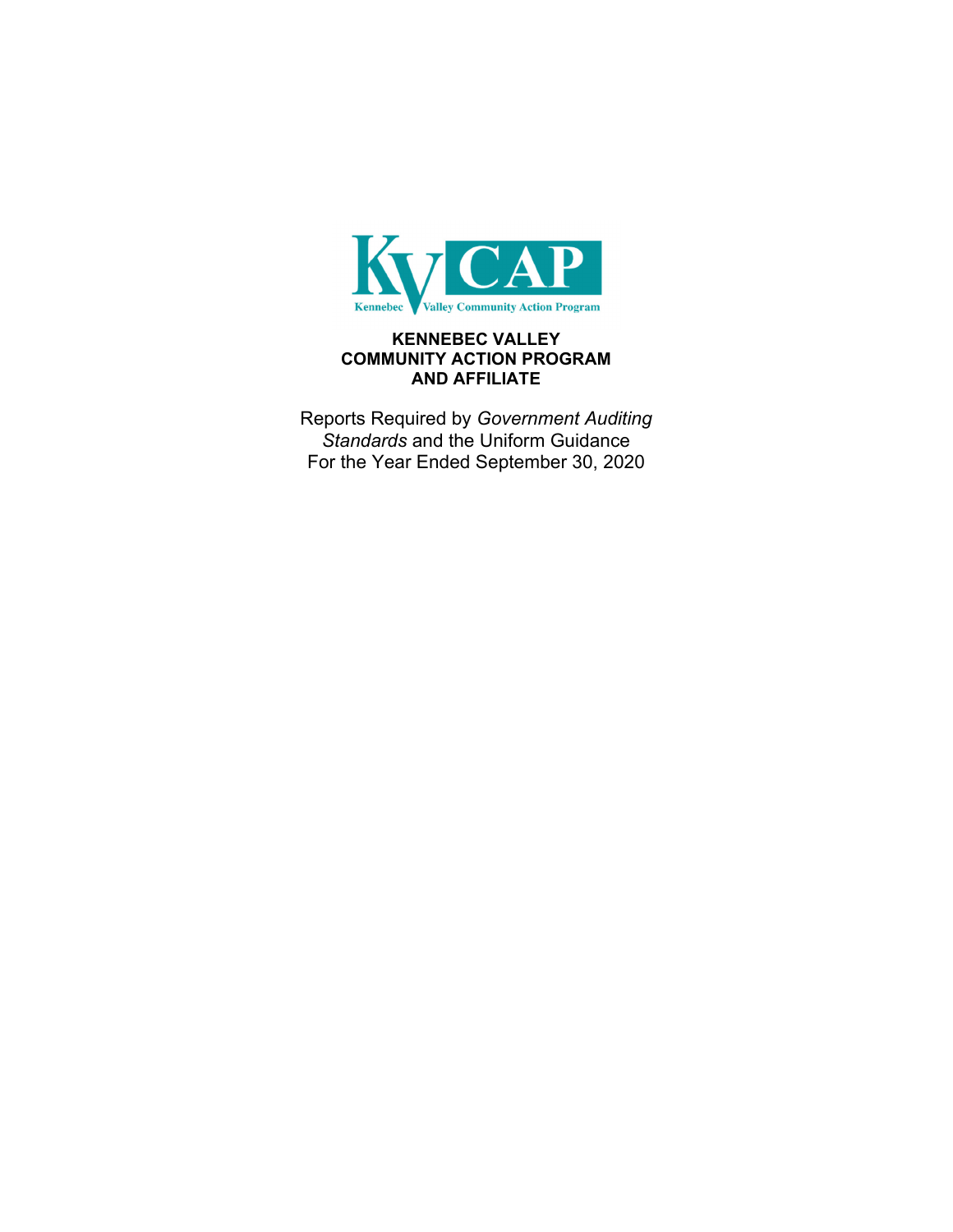KVCAP

Kennebec Valley Community Action Program

# KENNEBEC VALLEY COMMUNITY ACTION PROGRAM AND AFFILIATE

Reports Required by *Government Auditing Standards* and the Uniform Guidance
For the Year Ended September 30, 2020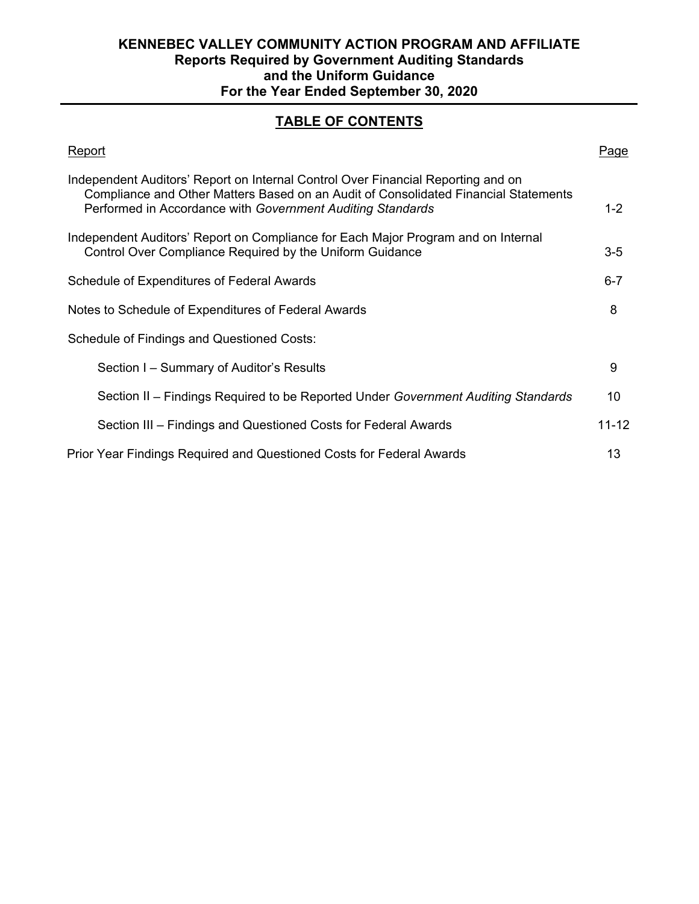**KENNEBEC VALLEY COMMUNITY ACTION PROGRAM AND AFFILIATE**
**Reports Required by Government Auditing Standards**
**and the Uniform Guidance**
**For the Year Ended September 30, 2020**

## TABLE OF CONTENTS

| Report | Page |
|---|---|
| Independent Auditors' Report on Internal Control Over Financial Reporting and on Compliance and Other Matters Based on an Audit of Consolidated Financial Statements Performed in Accordance with *Government Auditing Standards* | 1-2 |
| Independent Auditors' Report on Compliance for Each Major Program and on Internal Control Over Compliance Required by the Uniform Guidance | 3-5 |
| Schedule of Expenditures of Federal Awards | 6-7 |
| Notes to Schedule of Expenditures of Federal Awards | 8 |
| Schedule of Findings and Questioned Costs: | |
| Section I – Summary of Auditor's Results | 9 |
| Section II – Findings Required to be Reported Under *Government Auditing Standards* | 10 |
| Section III – Findings and Questioned Costs for Federal Awards | 11-12 |
| Prior Year Findings Required and Questioned Costs for Federal Awards | 13 |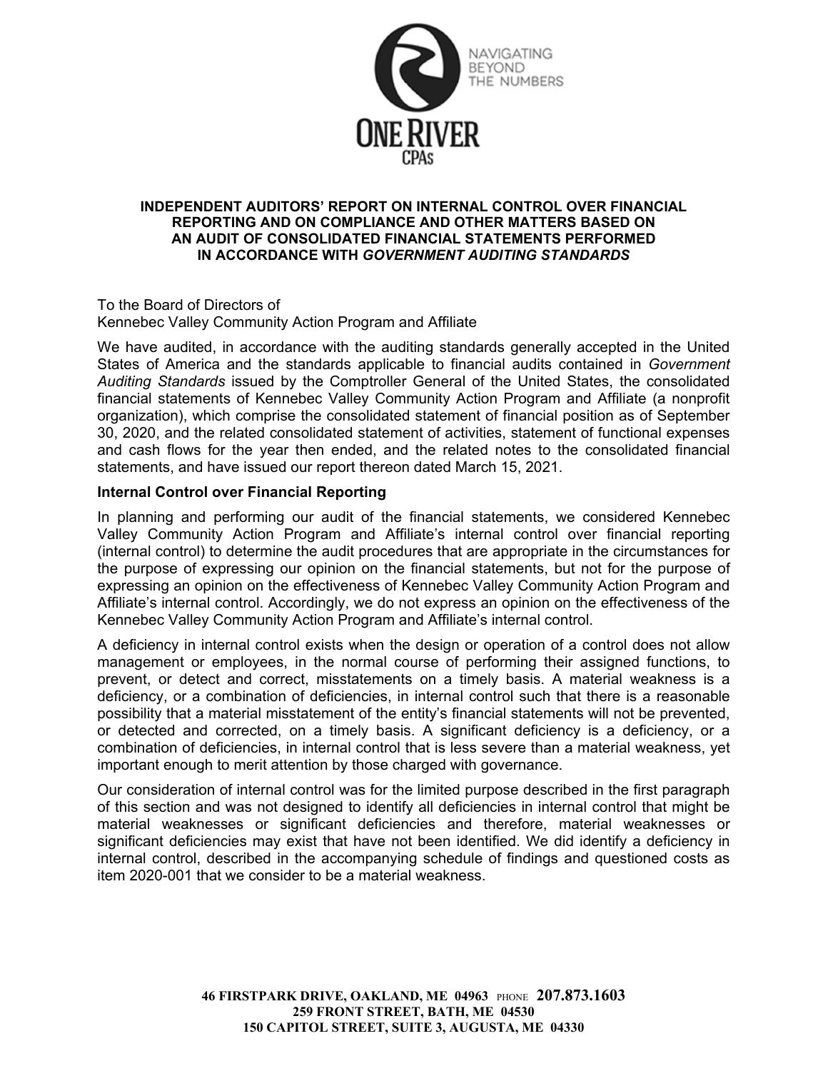NAVIGATING BEYOND THE NUMBERS

ONE RIVER CPAs

**INDEPENDENT AUDITORS' REPORT ON INTERNAL CONTROL OVER FINANCIAL REPORTING AND ON COMPLIANCE AND OTHER MATTERS BASED ON AN AUDIT OF CONSOLIDATED FINANCIAL STATEMENTS PERFORMED IN ACCORDANCE WITH *GOVERNMENT AUDITING STANDARDS***

To the Board of Directors of
Kennebec Valley Community Action Program and Affiliate

We have audited, in accordance with the auditing standards generally accepted in the United States of America and the standards applicable to financial audits contained in *Government Auditing Standards* issued by the Comptroller General of the United States, the consolidated financial statements of Kennebec Valley Community Action Program and Affiliate (a nonprofit organization), which comprise the consolidated statement of financial position as of September 30, 2020, and the related consolidated statement of activities, statement of functional expenses and cash flows for the year then ended, and the related notes to the consolidated financial statements, and have issued our report thereon dated March 15, 2021.

**Internal Control over Financial Reporting**

In planning and performing our audit of the financial statements, we considered Kennebec Valley Community Action Program and Affiliate's internal control over financial reporting (internal control) to determine the audit procedures that are appropriate in the circumstances for the purpose of expressing our opinion on the financial statements, but not for the purpose of expressing an opinion on the effectiveness of Kennebec Valley Community Action Program and Affiliate's internal control. Accordingly, we do not express an opinion on the effectiveness of the Kennebec Valley Community Action Program and Affiliate's internal control.

A deficiency in internal control exists when the design or operation of a control does not allow management or employees, in the normal course of performing their assigned functions, to prevent, or detect and correct, misstatements on a timely basis. A material weakness is a deficiency, or a combination of deficiencies, in internal control such that there is a reasonable possibility that a material misstatement of the entity's financial statements will not be prevented, or detected and corrected, on a timely basis. A significant deficiency is a deficiency, or a combination of deficiencies, in internal control that is less severe than a material weakness, yet important enough to merit attention by those charged with governance.

Our consideration of internal control was for the limited purpose described in the first paragraph of this section and was not designed to identify all deficiencies in internal control that might be material weaknesses or significant deficiencies and therefore, material weaknesses or significant deficiencies may exist that have not been identified. We did identify a deficiency in internal control, described in the accompanying schedule of findings and questioned costs as item 2020-001 that we consider to be a material weakness.

46 FIRSTPARK DRIVE, OAKLAND, ME 04963 PHONE 207.873.1603
259 FRONT STREET, BATH, ME 04530
150 CAPITOL STREET, SUITE 3, AUGUSTA, ME 04330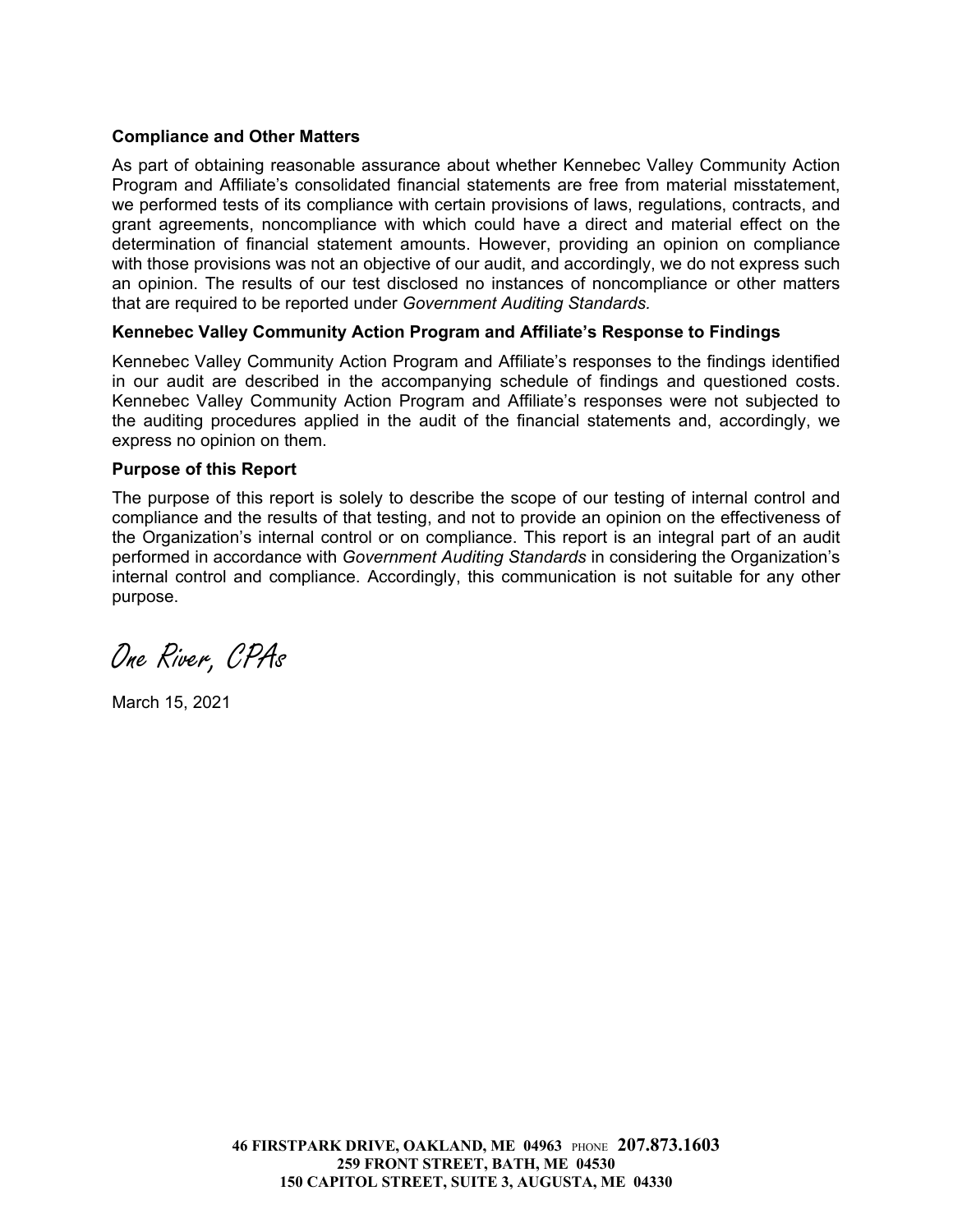**Compliance and Other Matters**

As part of obtaining reasonable assurance about whether Kennebec Valley Community Action Program and Affiliate's consolidated financial statements are free from material misstatement, we performed tests of its compliance with certain provisions of laws, regulations, contracts, and grant agreements, noncompliance with which could have a direct and material effect on the determination of financial statement amounts. However, providing an opinion on compliance with those provisions was not an objective of our audit, and accordingly, we do not express such an opinion. The results of our test disclosed no instances of noncompliance or other matters that are required to be reported under *Government Auditing Standards.*

**Kennebec Valley Community Action Program and Affiliate's Response to Findings**

Kennebec Valley Community Action Program and Affiliate's responses to the findings identified in our audit are described in the accompanying schedule of findings and questioned costs. Kennebec Valley Community Action Program and Affiliate's responses were not subjected to the auditing procedures applied in the audit of the financial statements and, accordingly, we express no opinion on them.

**Purpose of this Report**

The purpose of this report is solely to describe the scope of our testing of internal control and compliance and the results of that testing, and not to provide an opinion on the effectiveness of the Organization's internal control or on compliance. This report is an integral part of an audit performed in accordance with *Government Auditing Standards* in considering the Organization's internal control and compliance. Accordingly, this communication is not suitable for any other purpose.

*One River, CPAs*

March 15, 2021

**46 FIRSTPARK DRIVE, OAKLAND, ME 04963** PHONE **207.873.1603**
**259 FRONT STREET, BATH, ME 04530**
**150 CAPITOL STREET, SUITE 3, AUGUSTA, ME 04330**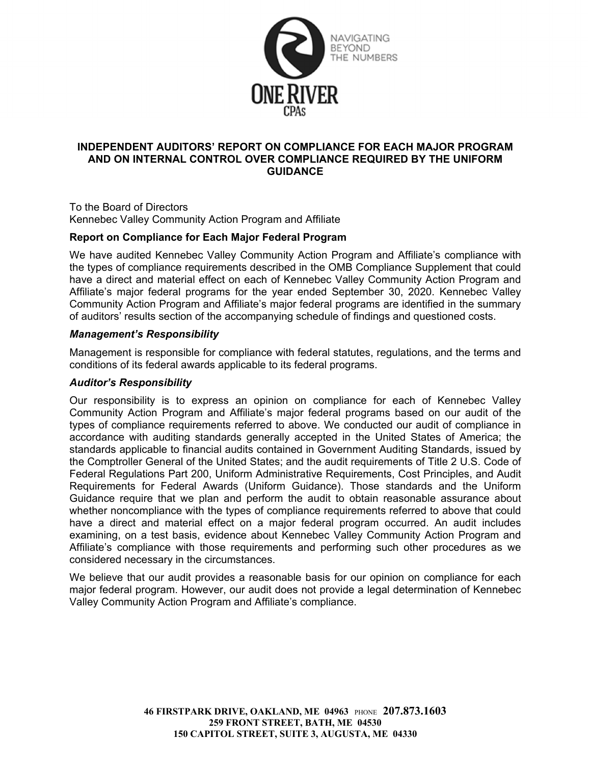**INDEPENDENT AUDITORS' REPORT ON COMPLIANCE FOR EACH MAJOR PROGRAM AND ON INTERNAL CONTROL OVER COMPLIANCE REQUIRED BY THE UNIFORM GUIDANCE**

To the Board of Directors
Kennebec Valley Community Action Program and Affiliate

**Report on Compliance for Each Major Federal Program**

We have audited Kennebec Valley Community Action Program and Affiliate's compliance with the types of compliance requirements described in the OMB Compliance Supplement that could have a direct and material effect on each of Kennebec Valley Community Action Program and Affiliate's major federal programs for the year ended September 30, 2020. Kennebec Valley Community Action Program and Affiliate's major federal programs are identified in the summary of auditors' results section of the accompanying schedule of findings and questioned costs.

***Management's Responsibility***

Management is responsible for compliance with federal statutes, regulations, and the terms and conditions of its federal awards applicable to its federal programs.

***Auditor's Responsibility***

Our responsibility is to express an opinion on compliance for each of Kennebec Valley Community Action Program and Affiliate's major federal programs based on our audit of the types of compliance requirements referred to above. We conducted our audit of compliance in accordance with auditing standards generally accepted in the United States of America; the standards applicable to financial audits contained in Government Auditing Standards, issued by the Comptroller General of the United States; and the audit requirements of Title 2 U.S. Code of Federal Regulations Part 200, Uniform Administrative Requirements, Cost Principles, and Audit Requirements for Federal Awards (Uniform Guidance). Those standards and the Uniform Guidance require that we plan and perform the audit to obtain reasonable assurance about whether noncompliance with the types of compliance requirements referred to above that could have a direct and material effect on a major federal program occurred. An audit includes examining, on a test basis, evidence about Kennebec Valley Community Action Program and Affiliate's compliance with those requirements and performing such other procedures as we considered necessary in the circumstances.

We believe that our audit provides a reasonable basis for our opinion on compliance for each major federal program. However, our audit does not provide a legal determination of Kennebec Valley Community Action Program and Affiliate's compliance.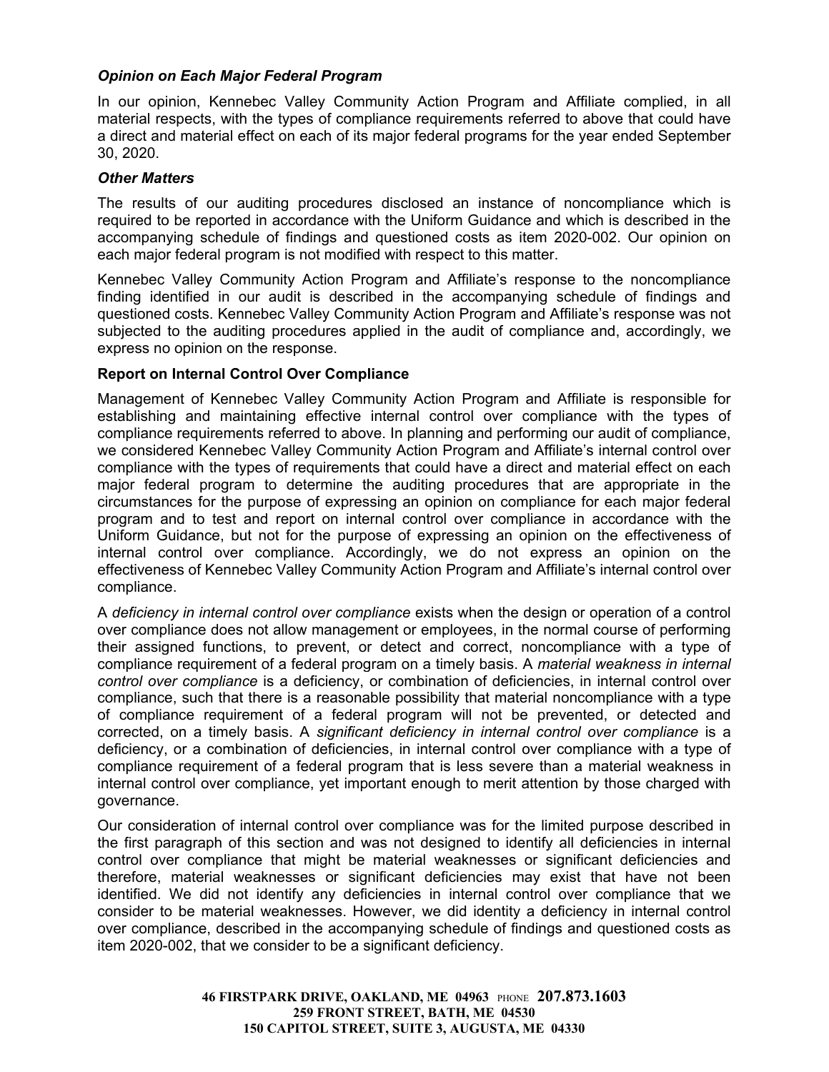### *Opinion on Each Major Federal Program*

In our opinion, Kennebec Valley Community Action Program and Affiliate complied, in all material respects, with the types of compliance requirements referred to above that could have a direct and material effect on each of its major federal programs for the year ended September 30, 2020.

### *Other Matters*

The results of our auditing procedures disclosed an instance of noncompliance which is required to be reported in accordance with the Uniform Guidance and which is described in the accompanying schedule of findings and questioned costs as item 2020-002. Our opinion on each major federal program is not modified with respect to this matter.

Kennebec Valley Community Action Program and Affiliate's response to the noncompliance finding identified in our audit is described in the accompanying schedule of findings and questioned costs. Kennebec Valley Community Action Program and Affiliate's response was not subjected to the auditing procedures applied in the audit of compliance and, accordingly, we express no opinion on the response.

### **Report on Internal Control Over Compliance**

Management of Kennebec Valley Community Action Program and Affiliate is responsible for establishing and maintaining effective internal control over compliance with the types of compliance requirements referred to above. In planning and performing our audit of compliance, we considered Kennebec Valley Community Action Program and Affiliate's internal control over compliance with the types of requirements that could have a direct and material effect on each major federal program to determine the auditing procedures that are appropriate in the circumstances for the purpose of expressing an opinion on compliance for each major federal program and to test and report on internal control over compliance in accordance with the Uniform Guidance, but not for the purpose of expressing an opinion on the effectiveness of internal control over compliance. Accordingly, we do not express an opinion on the effectiveness of Kennebec Valley Community Action Program and Affiliate's internal control over compliance.

A *deficiency in internal control over compliance* exists when the design or operation of a control over compliance does not allow management or employees, in the normal course of performing their assigned functions, to prevent, or detect and correct, noncompliance with a type of compliance requirement of a federal program on a timely basis. A *material weakness in internal control over compliance* is a deficiency, or combination of deficiencies, in internal control over compliance, such that there is a reasonable possibility that material noncompliance with a type of compliance requirement of a federal program will not be prevented, or detected and corrected, on a timely basis. A *significant deficiency in internal control over compliance* is a deficiency, or a combination of deficiencies, in internal control over compliance with a type of compliance requirement of a federal program that is less severe than a material weakness in internal control over compliance, yet important enough to merit attention by those charged with governance.

Our consideration of internal control over compliance was for the limited purpose described in the first paragraph of this section and was not designed to identify all deficiencies in internal control over compliance that might be material weaknesses or significant deficiencies and therefore, material weaknesses or significant deficiencies may exist that have not been identified. We did not identify any deficiencies in internal control over compliance that we consider to be material weaknesses. However, we did identity a deficiency in internal control over compliance, described in the accompanying schedule of findings and questioned costs as item 2020-002, that we consider to be a significant deficiency.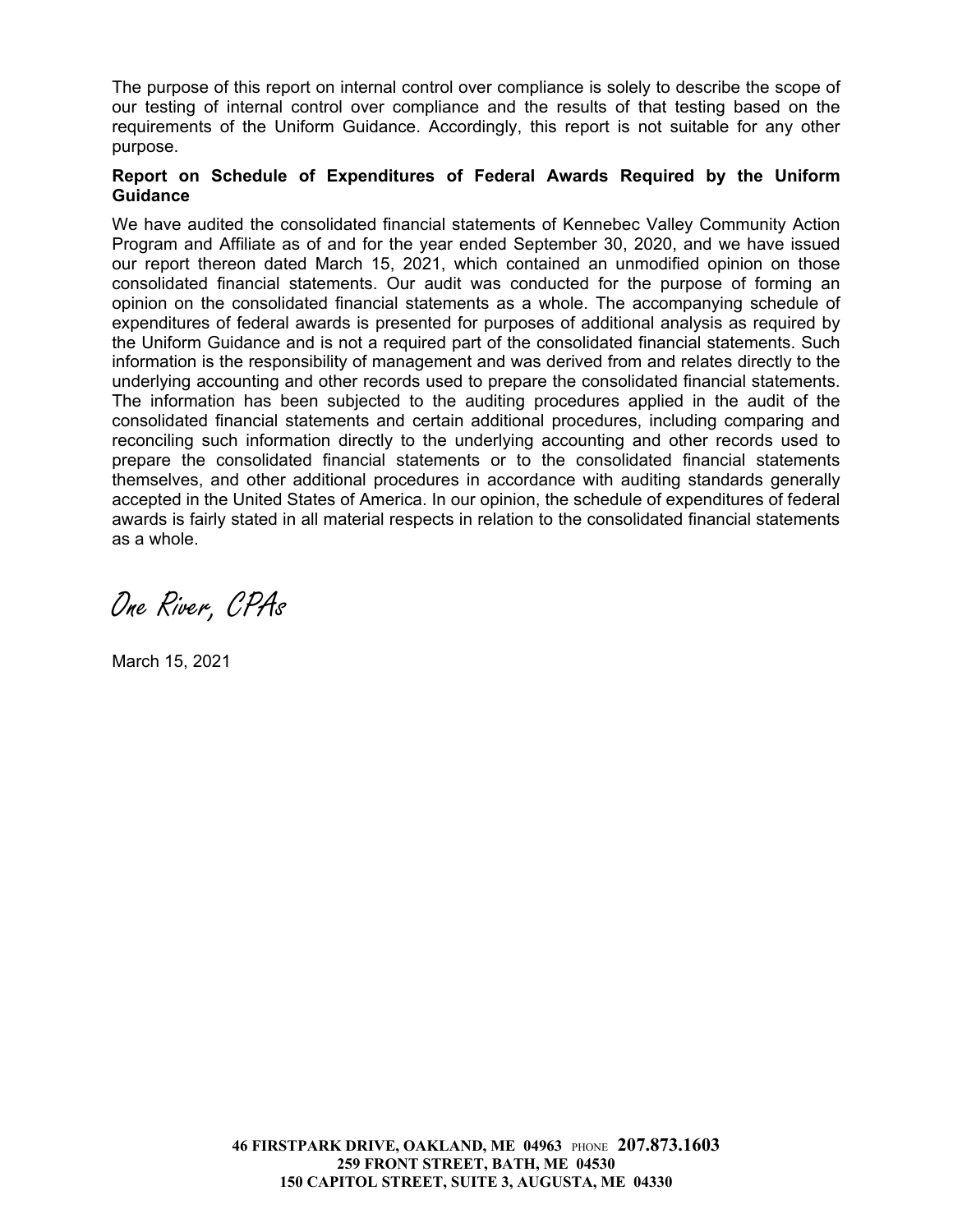The purpose of this report on internal control over compliance is solely to describe the scope of our testing of internal control over compliance and the results of that testing based on the requirements of the Uniform Guidance. Accordingly, this report is not suitable for any other purpose.

**Report on Schedule of Expenditures of Federal Awards Required by the Uniform Guidance**

We have audited the consolidated financial statements of Kennebec Valley Community Action Program and Affiliate as of and for the year ended September 30, 2020, and we have issued our report thereon dated March 15, 2021, which contained an unmodified opinion on those consolidated financial statements. Our audit was conducted for the purpose of forming an opinion on the consolidated financial statements as a whole. The accompanying schedule of expenditures of federal awards is presented for purposes of additional analysis as required by the Uniform Guidance and is not a required part of the consolidated financial statements. Such information is the responsibility of management and was derived from and relates directly to the underlying accounting and other records used to prepare the consolidated financial statements. The information has been subjected to the auditing procedures applied in the audit of the consolidated financial statements and certain additional procedures, including comparing and reconciling such information directly to the underlying accounting and other records used to prepare the consolidated financial statements or to the consolidated financial statements themselves, and other additional procedures in accordance with auditing standards generally accepted in the United States of America. In our opinion, the schedule of expenditures of federal awards is fairly stated in all material respects in relation to the consolidated financial statements as a whole.

*One River, CPAs*

March 15, 2021

**46 FIRSTPARK DRIVE, OAKLAND, ME 04963** PHONE **207.873.1603**
**259 FRONT STREET, BATH, ME 04530**
**150 CAPITOL STREET, SUITE 3, AUGUSTA, ME 04330**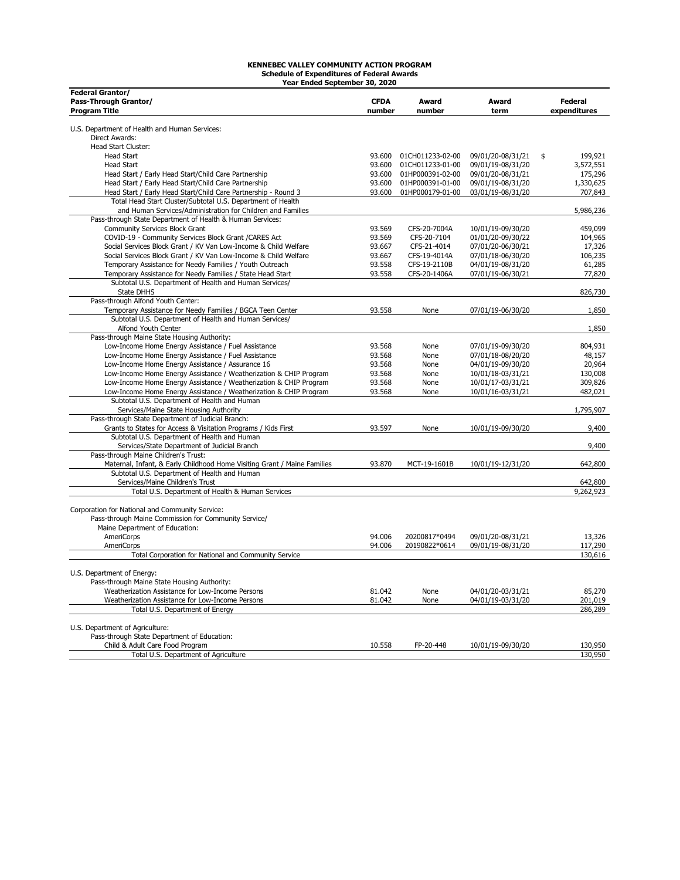**KENNEBEC VALLEY COMMUNITY ACTION PROGRAM**
**Schedule of Expenditures of Federal Awards**
**Year Ended September 30, 2020**

| Federal Grantor/ Pass-Through Grantor/ Program Title | CFDA number | Award number | Award term | Federal expenditures |
|---|---|---|---|---|
| U.S. Department of Health and Human Services: | | | | |
| Direct Awards: | | | | |
| Head Start Cluster: | | | | |
| Head Start | 93.600 | 01CH011233-02-00 | 09/01/20-08/31/21 | $ 199,921 |
| Head Start | 93.600 | 01CH011233-01-00 | 09/01/19-08/31/20 | 3,572,551 |
| Head Start / Early Head Start/Child Care Partnership | 93.600 | 01HP000391-02-00 | 09/01/20-08/31/21 | 175,296 |
| Head Start / Early Head Start/Child Care Partnership | 93.600 | 01HP000391-01-00 | 09/01/19-08/31/20 | 1,330,625 |
| Head Start / Early Head Start/Child Care Partnership - Round 3 | 93.600 | 01HP000179-01-00 | 03/01/19-08/31/20 | 707,843 |
| Total Head Start Cluster/Subtotal U.S. Department of Health and Human Services/Administration for Children and Families | | | | 5,986,236 |
| Pass-through State Department of Health & Human Services: | | | | |
| Community Services Block Grant | 93.569 | CFS-20-7004A | 10/01/19-09/30/20 | 459,099 |
| COVID-19 - Community Services Block Grant /CARES Act | 93.569 | CFS-20-7104 | 01/01/20-09/30/22 | 104,965 |
| Social Services Block Grant / KV Van Low-Income & Child Welfare | 93.667 | CFS-21-4014 | 07/01/20-06/30/21 | 17,326 |
| Social Services Block Grant / KV Van Low-Income & Child Welfare | 93.667 | CFS-19-4014A | 07/01/18-06/30/20 | 106,235 |
| Temporary Assistance for Needy Families / Youth Outreach | 93.558 | CFS-19-2110B | 04/01/19-08/31/20 | 61,285 |
| Temporary Assistance for Needy Families / State Head Start | 93.558 | CFS-20-1406A | 07/01/19-06/30/21 | 77,820 |
| Subtotal U.S. Department of Health and Human Services/ State DHHS | | | | 826,730 |
| Pass-through Alfond Youth Center: | | | | |
| Temporary Assistance for Needy Families / BGCA Teen Center | 93.558 | None | 07/01/19-06/30/20 | 1,850 |
| Subtotal U.S. Department of Health and Human Services/ Alfond Youth Center | | | | 1,850 |
| Pass-through Maine State Housing Authority: | | | | |
| Low-Income Home Energy Assistance / Fuel Assistance | 93.568 | None | 07/01/19-09/30/20 | 804,931 |
| Low-Income Home Energy Assistance / Fuel Assistance | 93.568 | None | 07/01/18-08/20/20 | 48,157 |
| Low-Income Home Energy Assistance / Assurance 16 | 93.568 | None | 04/01/19-09/30/20 | 20,964 |
| Low-Income Home Energy Assistance / Weatherization & CHIP Program | 93.568 | None | 10/01/18-03/31/21 | 130,008 |
| Low-Income Home Energy Assistance / Weatherization & CHIP Program | 93.568 | None | 10/01/17-03/31/21 | 309,826 |
| Low-Income Home Energy Assistance / Weatherization & CHIP Program | 93.568 | None | 10/01/16-03/31/21 | 482,021 |
| Subtotal U.S. Department of Health and Human Services/Maine State Housing Authority | | | | 1,795,907 |
| Pass-through State Department of Judicial Branch: | | | | |
| Grants to States for Access & Visitation Programs / Kids First | 93.597 | None | 10/01/19-09/30/20 | 9,400 |
| Subtotal U.S. Department of Health and Human Services/State Department of Judicial Branch | | | | 9,400 |
| Pass-through Maine Children's Trust: | | | | |
| Maternal, Infant, & Early Childhood Home Visiting Grant / Maine Families | 93.870 | MCT-19-1601B | 10/01/19-12/31/20 | 642,800 |
| Subtotal U.S. Department of Health and Human Services/Maine Children's Trust | | | | 642,800 |
| Total U.S. Department of Health & Human Services | | | | 9,262,923 |
| Corporation for National and Community Service: | | | | |
| Pass-through Maine Commission for Community Service/ Maine Department of Education: | | | | |
| AmeriCorps | 94.006 | 20200817*0494 | 09/01/20-08/31/21 | 13,326 |
| AmeriCorps | 94.006 | 20190822*0614 | 09/01/19-08/31/20 | 117,290 |
| Total Corporation for National and Community Service | | | | 130,616 |
| U.S. Department of Energy: | | | | |
| Pass-through Maine State Housing Authority: | | | | |
| Weatherization Assistance for Low-Income Persons | 81.042 | None | 04/01/20-03/31/21 | 85,270 |
| Weatherization Assistance for Low-Income Persons | 81.042 | None | 04/01/19-03/31/20 | 201,019 |
| Total U.S. Department of Energy | | | | 286,289 |
| U.S. Department of Agriculture: | | | | |
| Pass-through State Department of Education: | | | | |
| Child & Adult Care Food Program | 10.558 | FP-20-448 | 10/01/19-09/30/20 | 130,950 |
| Total U.S. Department of Agriculture | | | | 130,950 |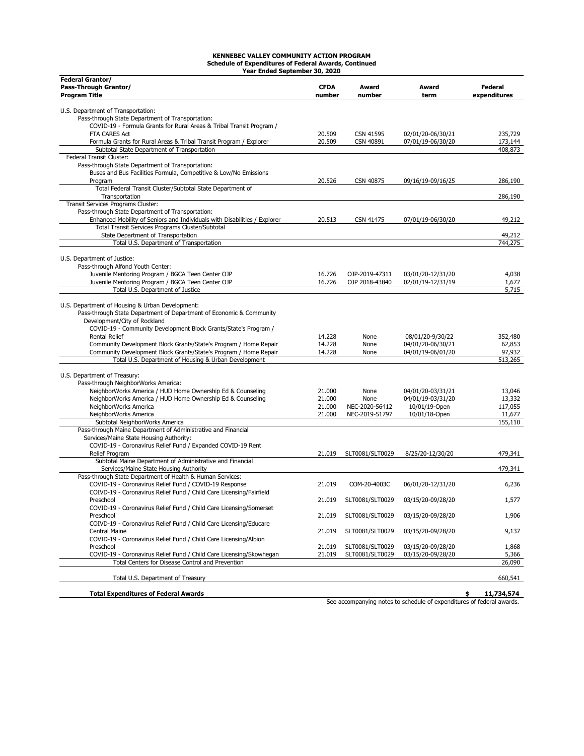**KENNEBEC VALLEY COMMUNITY ACTION PROGRAM**
**Schedule of Expenditures of Federal Awards, Continued**
**Year Ended September 30, 2020**

| Federal Grantor/ Pass-Through Grantor/ Program Title | CFDA number | Award number | Award term | Federal expenditures |
|---|---|---|---|---|
| U.S. Department of Transportation: | | | | |
| Pass-through State Department of Transportation: | | | | |
| COVID-19 - Formula Grants for Rural Areas & Tribal Transit Program / FTA CARES Act | 20.509 | CSN 41595 | 02/01/20-06/30/21 | 235,729 |
| Formula Grants for Rural Areas & Tribal Transit Program / Explorer | 20.509 | CSN 40891 | 07/01/19-06/30/20 | 173,144 |
| Subtotal State Department of Transportation | | | | 408,873 |
| Federal Transit Cluster: | | | | |
| Pass-through State Department of Transportation: | | | | |
| Buses and Bus Facilities Formula, Competitive & Low/No Emissions Program | 20.526 | CSN 40875 | 09/16/19-09/16/25 | 286,190 |
| Total Federal Transit Cluster/Subtotal State Department of Transportation | | | | 286,190 |
| Transit Services Programs Cluster: | | | | |
| Pass-through State Department of Transportation: | | | | |
| Enhanced Mobility of Seniors and Individuals with Disabilities / Explorer | 20.513 | CSN 41475 | 07/01/19-06/30/20 | 49,212 |
| Total Transit Services Programs Cluster/Subtotal State Department of Transportation | | | | 49,212 |
| Total U.S. Department of Transportation | | | | 744,275 |
| U.S. Department of Justice: | | | | |
| Pass-through Alfond Youth Center: | | | | |
| Juvenile Mentoring Program / BGCA Teen Center OJP | 16.726 | OJP-2019-47311 | 03/01/20-12/31/20 | 4,038 |
| Juvenile Mentoring Program / BGCA Teen Center OJP | 16.726 | OJP 2018-43840 | 02/01/19-12/31/19 | 1,677 |
| Total U.S. Department of Justice | | | | 5,715 |
| U.S. Department of Housing & Urban Development: | | | | |
| Pass-through State Department of Department of Economic & Community Development/City of Rockland | | | | |
| COVID-19 - Community Development Block Grants/State's Program / Rental Relief | 14.228 | None | 08/01/20-9/30/22 | 352,480 |
| Community Development Block Grants/State's Program / Home Repair | 14.228 | None | 04/01/20-06/30/21 | 62,853 |
| Community Development Block Grants/State's Program / Home Repair | 14.228 | None | 04/01/19-06/01/20 | 97,932 |
| Total U.S. Department of Housing & Urban Development | | | | 513,265 |
| U.S. Department of Treasury: | | | | |
| Pass-through NeighborWorks America: | | | | |
| NeighborWorks America / HUD Home Ownership Ed & Counseling | 21.000 | None | 04/01/20-03/31/21 | 13,046 |
| NeighborWorks America / HUD Home Ownership Ed & Counseling | 21.000 | None | 04/01/19-03/31/20 | 13,332 |
| NeighborWorks America | 21.000 | NEC-2020-56412 | 10/01/19-Open | 117,055 |
| NeighborWorks America | 21.000 | NEC-2019-51797 | 10/01/18-Open | 11,677 |
| Subtotal NeighborWorks America | | | | 155,110 |
| Pass-through Maine Department of Administrative and Financial Services/Maine State Housing Authority: | | | | |
| COVID-19 - Coronavirus Relief Fund / Expanded COVID-19 Rent Relief Program | 21.019 | SLT0081/SLT0029 | 8/25/20-12/30/20 | 479,341 |
| Subtotal Maine Department of Administrative and Financial Services/Maine State Housing Authority | | | | 479,341 |
| Pass-through State Department of Health & Human Services: | | | | |
| COVID-19 - Coronavirus Relief Fund / COVID-19 Response | 21.019 | COM-20-4003C | 06/01/20-12/31/20 | 6,236 |
| COIVD-19 - Coronavirus Relief Fund / Child Care Licensing/Fairfield Preschool | 21.019 | SLT0081/SLT0029 | 03/15/20-09/28/20 | 1,577 |
| COVID-19 - Coronavirus Relief Fund / Child Care Licensing/Somerset Preschool | 21.019 | SLT0081/SLT0029 | 03/15/20-09/28/20 | 1,906 |
| COIVD-19 - Coronavirus Relief Fund / Child Care Licensing/Educare Central Maine | 21.019 | SLT0081/SLT0029 | 03/15/20-09/28/20 | 9,137 |
| COVID-19 - Coronavirus Relief Fund / Child Care Licensing/Albion Preschool | 21.019 | SLT0081/SLT0029 | 03/15/20-09/28/20 | 1,868 |
| COVID-19 - Coronavirus Relief Fund / Child Care Licensing/Skowhegan | 21.019 | SLT0081/SLT0029 | 03/15/20-09/28/20 | 5,366 |
| Total Centers for Disease Control and Prevention | | | | 26,090 |
| Total U.S. Department of Treasury | | | | 660,541 |
| **Total Expenditures of Federal Awards** | | | | **$ 11,734,574** |

See accompanying notes to schedule of expenditures of federal awards.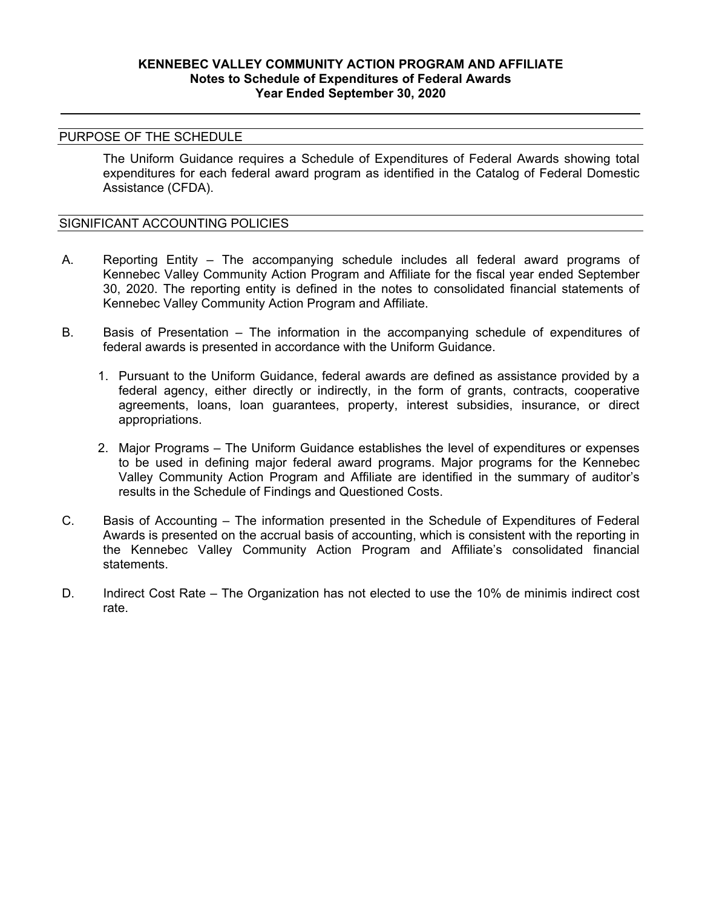**KENNEBEC VALLEY COMMUNITY ACTION PROGRAM AND AFFILIATE**
**Notes to Schedule of Expenditures of Federal Awards**
**Year Ended September 30, 2020**

## PURPOSE OF THE SCHEDULE

The Uniform Guidance requires a Schedule of Expenditures of Federal Awards showing total expenditures for each federal award program as identified in the Catalog of Federal Domestic Assistance (CFDA).

## SIGNIFICANT ACCOUNTING POLICIES

A. Reporting Entity – The accompanying schedule includes all federal award programs of Kennebec Valley Community Action Program and Affiliate for the fiscal year ended September 30, 2020. The reporting entity is defined in the notes to consolidated financial statements of Kennebec Valley Community Action Program and Affiliate.

B. Basis of Presentation – The information in the accompanying schedule of expenditures of federal awards is presented in accordance with the Uniform Guidance.

   1. Pursuant to the Uniform Guidance, federal awards are defined as assistance provided by a federal agency, either directly or indirectly, in the form of grants, contracts, cooperative agreements, loans, loan guarantees, property, interest subsidies, insurance, or direct appropriations.

   2. Major Programs – The Uniform Guidance establishes the level of expenditures or expenses to be used in defining major federal award programs. Major programs for the Kennebec Valley Community Action Program and Affiliate are identified in the summary of auditor's results in the Schedule of Findings and Questioned Costs.

C. Basis of Accounting – The information presented in the Schedule of Expenditures of Federal Awards is presented on the accrual basis of accounting, which is consistent with the reporting in the Kennebec Valley Community Action Program and Affiliate's consolidated financial statements.

D. Indirect Cost Rate – The Organization has not elected to use the 10% de minimis indirect cost rate.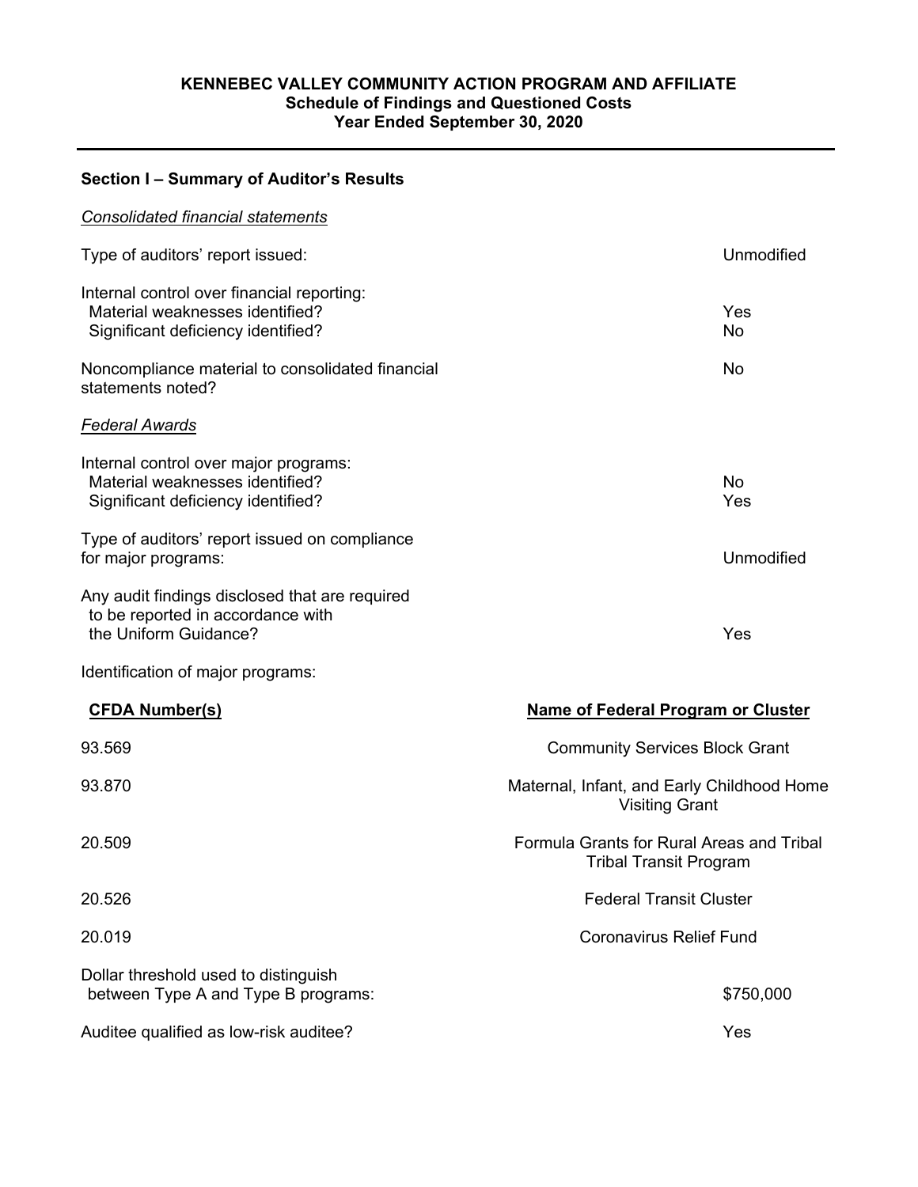# KENNEBEC VALLEY COMMUNITY ACTION PROGRAM AND AFFILIATE
## Schedule of Findings and Questioned Costs
## Year Ended September 30, 2020

### Section I – Summary of Auditor's Results

*Consolidated financial statements*

| | |
|---|---|
| Type of auditors' report issued: | Unmodified |
| Internal control over financial reporting: | |
| Material weaknesses identified? | Yes |
| Significant deficiency identified? | No |
| Noncompliance material to consolidated financial statements noted? | No |

*Federal Awards*

| | |
|---|---|
| Internal control over major programs: | |
| Material weaknesses identified? | No |
| Significant deficiency identified? | Yes |
| Type of auditors' report issued on compliance for major programs: | Unmodified |
| Any audit findings disclosed that are required to be reported in accordance with the Uniform Guidance? | Yes |

Identification of major programs:

| CFDA Number(s) | Name of Federal Program or Cluster |
|---|---|
| 93.569 | Community Services Block Grant |
| 93.870 | Maternal, Infant, and Early Childhood Home Visiting Grant |
| 20.509 | Formula Grants for Rural Areas and Tribal Tribal Transit Program |
| 20.526 | Federal Transit Cluster |
| 20.019 | Coronavirus Relief Fund |

| | |
|---|---|
| Dollar threshold used to distinguish between Type A and Type B programs: | $750,000 |
| Auditee qualified as low-risk auditee? | Yes |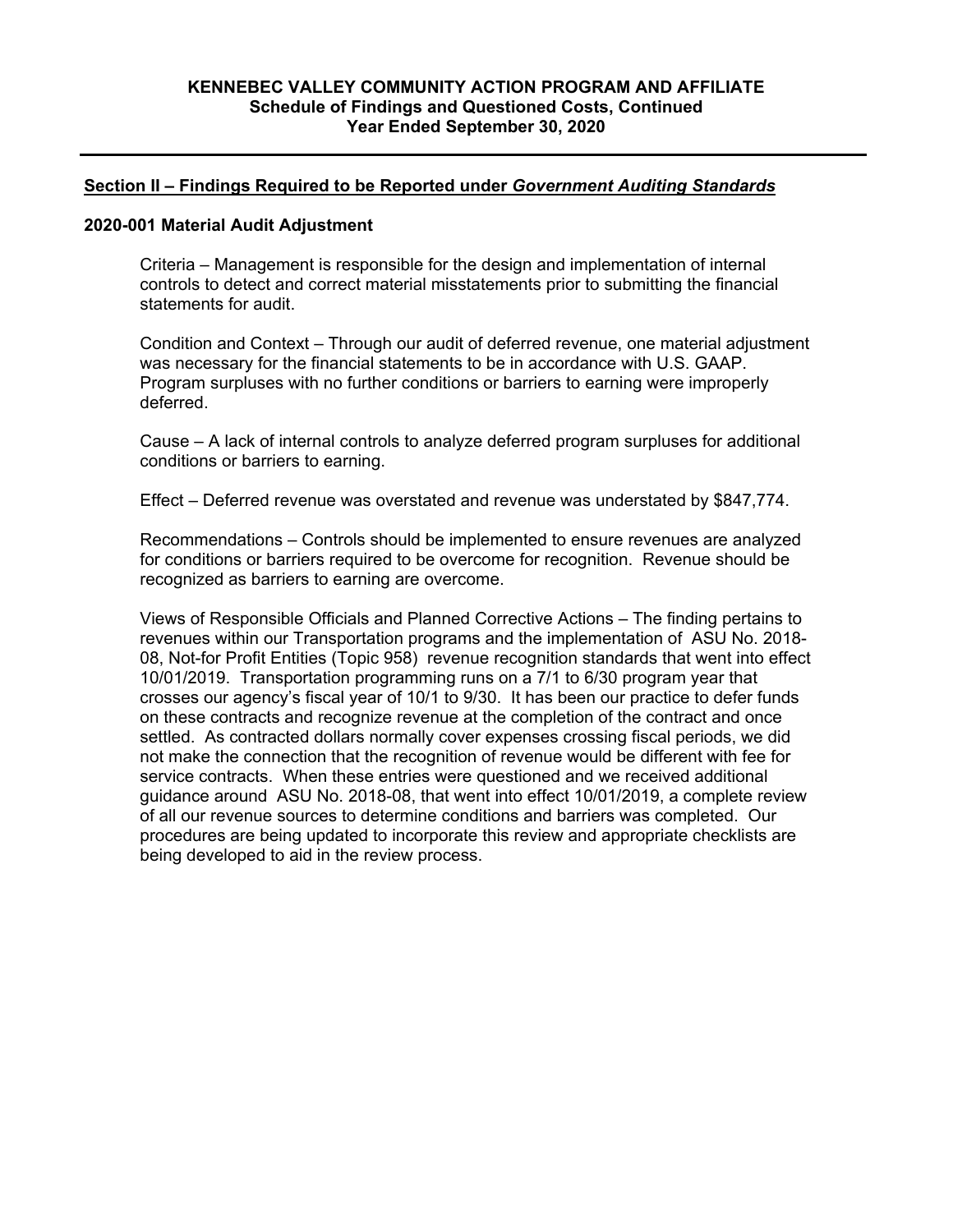## Section II – Findings Required to be Reported under *Government Auditing Standards*

### 2020-001 Material Audit Adjustment

Criteria – Management is responsible for the design and implementation of internal controls to detect and correct material misstatements prior to submitting the financial statements for audit.

Condition and Context – Through our audit of deferred revenue, one material adjustment was necessary for the financial statements to be in accordance with U.S. GAAP. Program surpluses with no further conditions or barriers to earning were improperly deferred.

Cause – A lack of internal controls to analyze deferred program surpluses for additional conditions or barriers to earning.

Effect – Deferred revenue was overstated and revenue was understated by $847,774.

Recommendations – Controls should be implemented to ensure revenues are analyzed for conditions or barriers required to be overcome for recognition. Revenue should be recognized as barriers to earning are overcome.

Views of Responsible Officials and Planned Corrective Actions – The finding pertains to revenues within our Transportation programs and the implementation of ASU No. 2018-08, Not-for Profit Entities (Topic 958) revenue recognition standards that went into effect 10/01/2019. Transportation programming runs on a 7/1 to 6/30 program year that crosses our agency's fiscal year of 10/1 to 9/30. It has been our practice to defer funds on these contracts and recognize revenue at the completion of the contract and once settled. As contracted dollars normally cover expenses crossing fiscal periods, we did not make the connection that the recognition of revenue would be different with fee for service contracts. When these entries were questioned and we received additional guidance around ASU No. 2018-08, that went into effect 10/01/2019, a complete review of all our revenue sources to determine conditions and barriers was completed. Our procedures are being updated to incorporate this review and appropriate checklists are being developed to aid in the review process.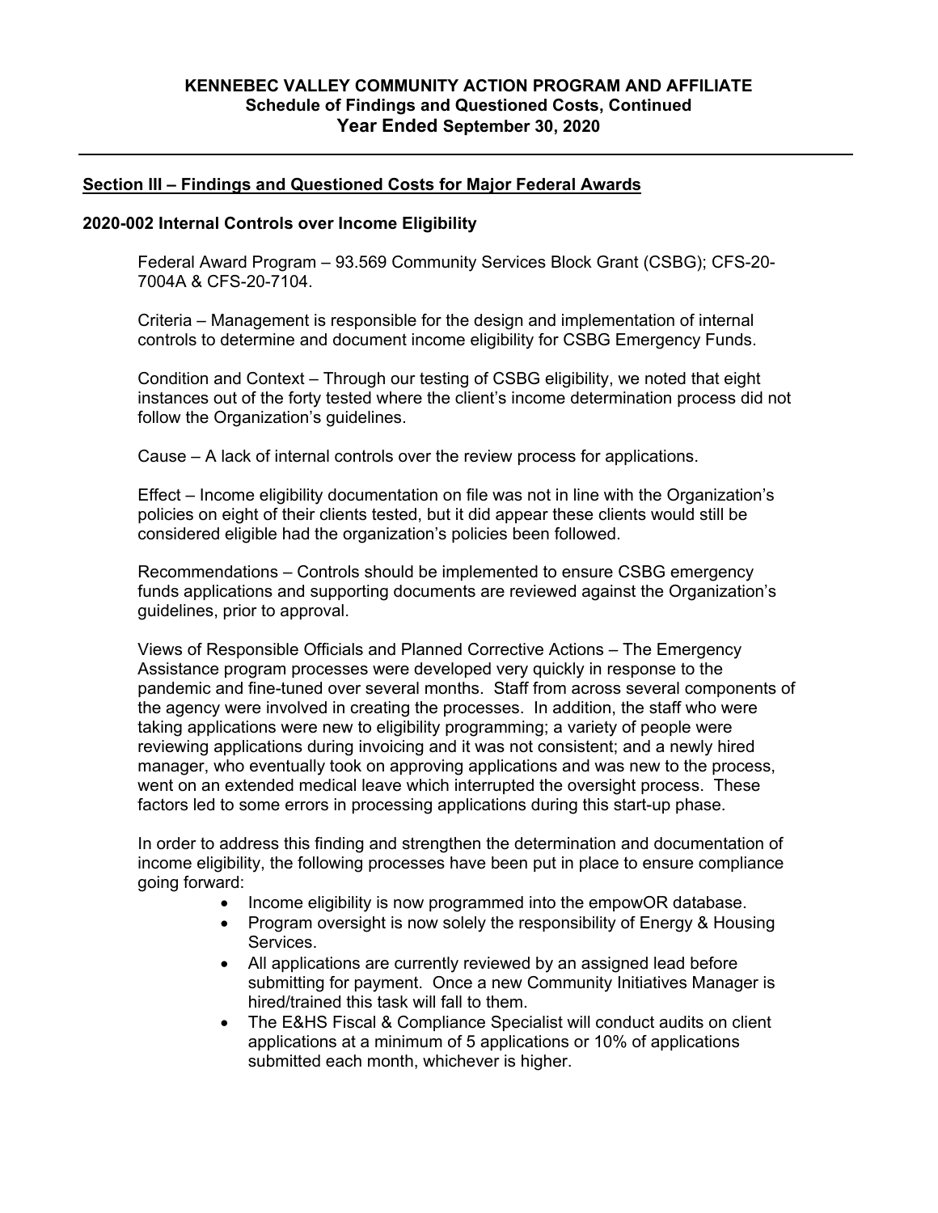# KENNEBEC VALLEY COMMUNITY ACTION PROGRAM AND AFFILIATE
## Schedule of Findings and Questioned Costs, Continued
## Year Ended September 30, 2020

---

**Section III – Findings and Questioned Costs for Major Federal Awards**

**2020-002 Internal Controls over Income Eligibility**

Federal Award Program – 93.569 Community Services Block Grant (CSBG); CFS-20-7004A & CFS-20-7104.

Criteria – Management is responsible for the design and implementation of internal controls to determine and document income eligibility for CSBG Emergency Funds.

Condition and Context – Through our testing of CSBG eligibility, we noted that eight instances out of the forty tested where the client's income determination process did not follow the Organization's guidelines.

Cause – A lack of internal controls over the review process for applications.

Effect – Income eligibility documentation on file was not in line with the Organization's policies on eight of their clients tested, but it did appear these clients would still be considered eligible had the organization's policies been followed.

Recommendations – Controls should be implemented to ensure CSBG emergency funds applications and supporting documents are reviewed against the Organization's guidelines, prior to approval.

Views of Responsible Officials and Planned Corrective Actions – The Emergency Assistance program processes were developed very quickly in response to the pandemic and fine-tuned over several months. Staff from across several components of the agency were involved in creating the processes. In addition, the staff who were taking applications were new to eligibility programming; a variety of people were reviewing applications during invoicing and it was not consistent; and a newly hired manager, who eventually took on approving applications and was new to the process, went on an extended medical leave which interrupted the oversight process. These factors led to some errors in processing applications during this start-up phase.

In order to address this finding and strengthen the determination and documentation of income eligibility, the following processes have been put in place to ensure compliance going forward:

- Income eligibility is now programmed into the empowOR database.
- Program oversight is now solely the responsibility of Energy & Housing Services.
- All applications are currently reviewed by an assigned lead before submitting for payment. Once a new Community Initiatives Manager is hired/trained this task will fall to them.
- The E&HS Fiscal & Compliance Specialist will conduct audits on client applications at a minimum of 5 applications or 10% of applications submitted each month, whichever is higher.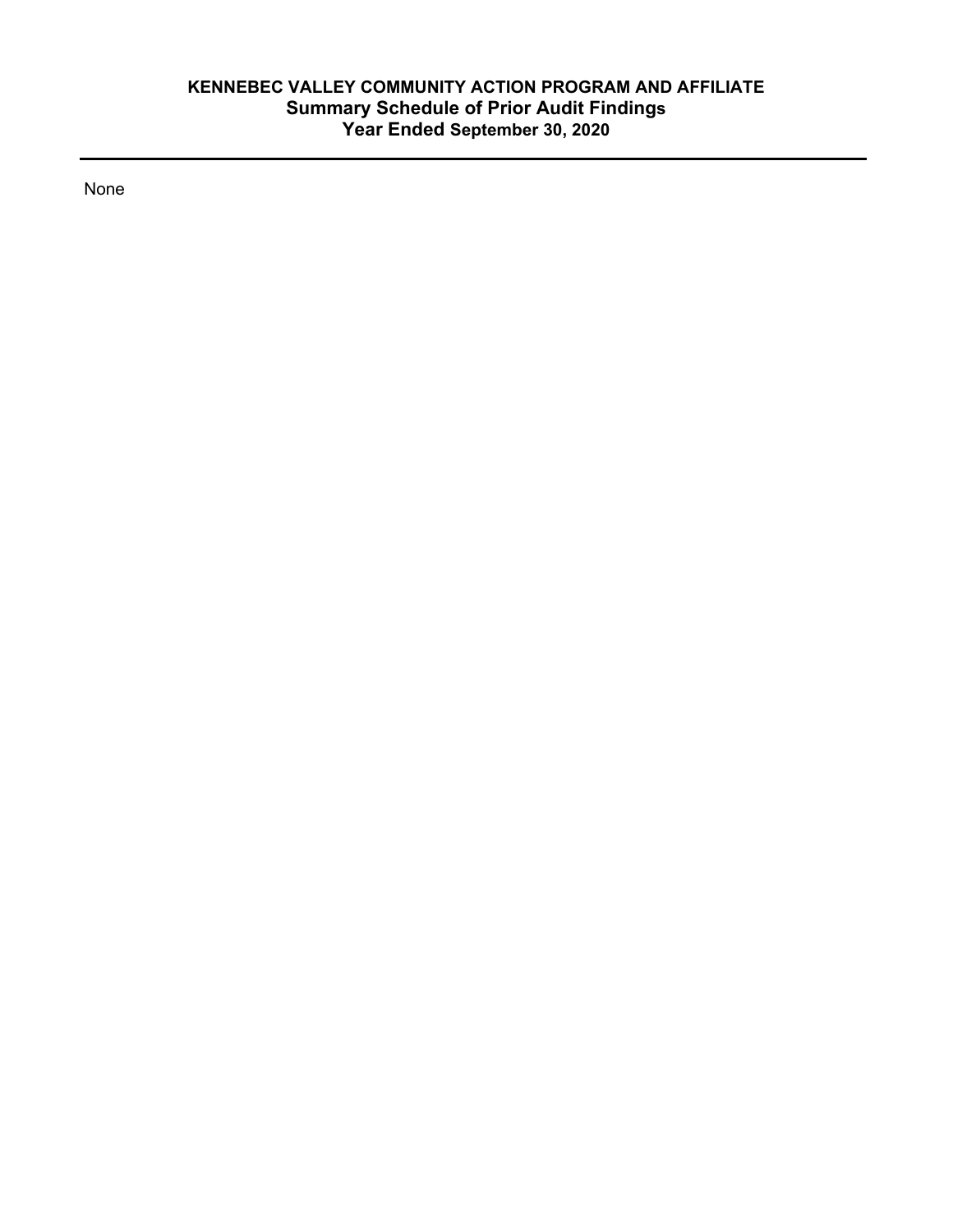**KENNEBEC VALLEY COMMUNITY ACTION PROGRAM AND AFFILIATE**

**Summary Schedule of Prior Audit Findings**

**Year Ended September 30, 2020**

---

None